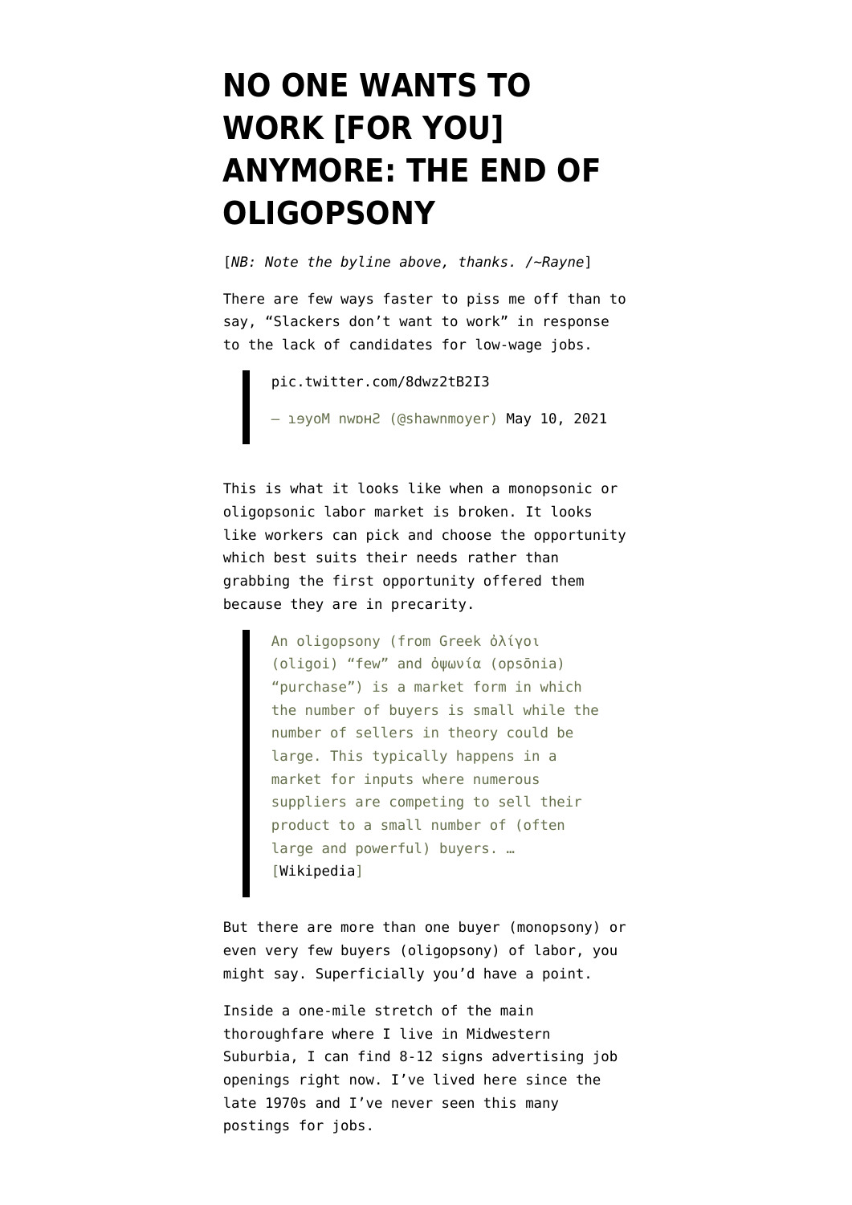# NO ONE WANTS TO WORK [FOR YOU] ANYMORE: THE END OF OLIGOPSONY

[*NB: Note the byline above, thanks. /~Rayne*]

There are few ways faster to piss me off than to say, "Slackers don't want to work" in response to the lack of candidates for low-wage jobs.

> pic.twitter.com/8dwz2tB2I3
>
> — ɹǝʎoW uʍɐɥS (@shawnmoyer) May 10, 2021

This is what it looks like when a monopsonic or oligopsonic labor market is broken. It looks like workers can pick and choose the opportunity which best suits their needs rather than grabbing the first opportunity offered them because they are in precarity.

> An oligopsony (from Greek ὀλίγοι (oligoi) "few" and ὀψωνία (opsōnia) "purchase") is a market form in which the number of buyers is small while the number of sellers in theory could be large. This typically happens in a market for inputs where numerous suppliers are competing to sell their product to a small number of (often large and powerful) buyers. … [Wikipedia]

But there are more than one buyer (monopsony) or even very few buyers (oligopsony) of labor, you might say. Superficially you'd have a point.

Inside a one-mile stretch of the main thoroughfare where I live in Midwestern Suburbia, I can find 8-12 signs advertising job openings right now. I've lived here since the late 1970s and I've never seen this many postings for jobs.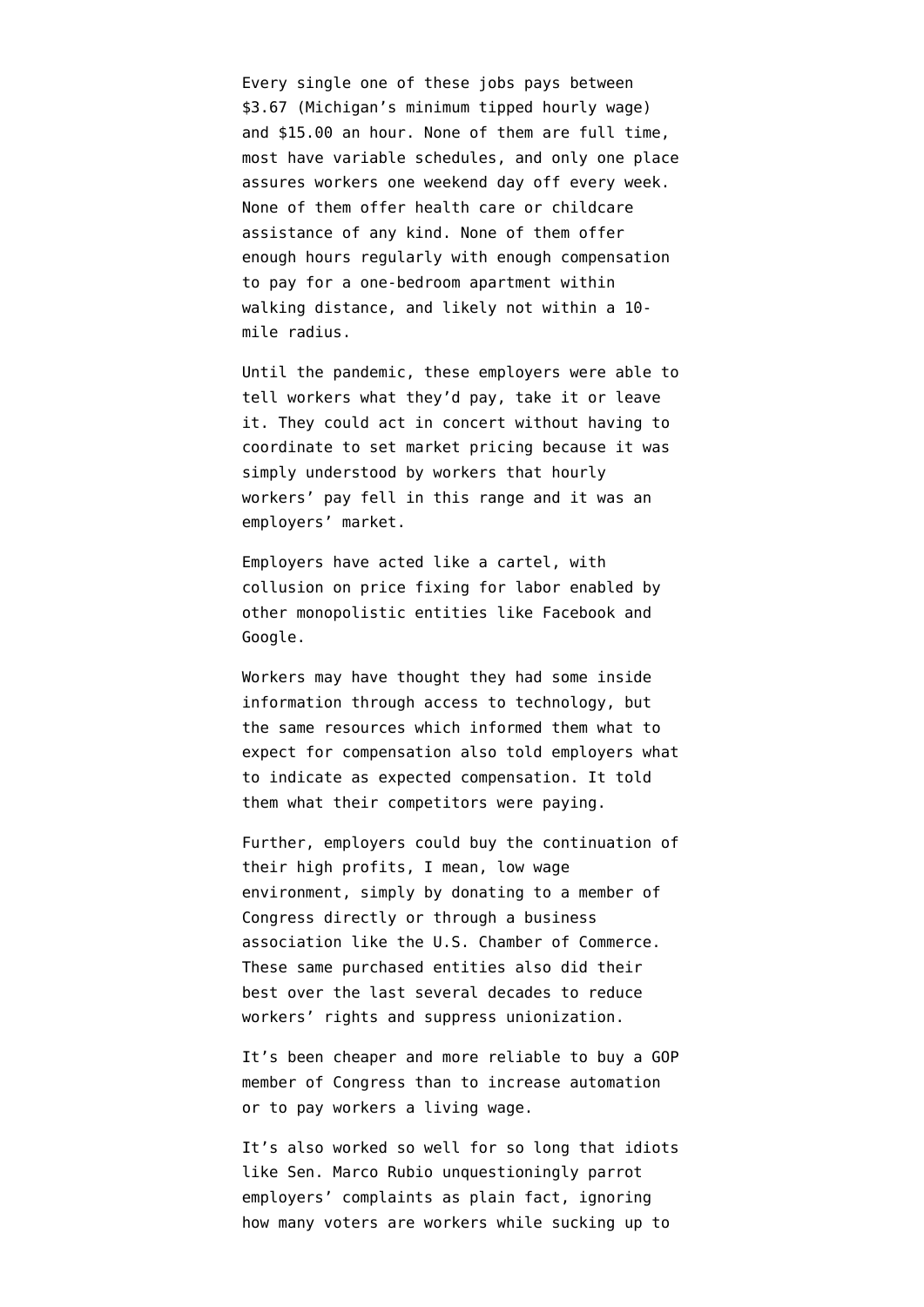Every single one of these jobs pays between $3.67 (Michigan's minimum tipped hourly wage) and $15.00 an hour. None of them are full time, most have variable schedules, and only one place assures workers one weekend day off every week. None of them offer health care or childcare assistance of any kind. None of them offer enough hours regularly with enough compensation to pay for a one-bedroom apartment within walking distance, and likely not within a 10-mile radius.

Until the pandemic, these employers were able to tell workers what they'd pay, take it or leave it. They could act in concert without having to coordinate to set market pricing because it was simply understood by workers that hourly workers' pay fell in this range and it was an employers' market.

Employers have acted like a cartel, with collusion on price fixing for labor enabled by other monopolistic entities like Facebook and Google.

Workers may have thought they had some inside information through access to technology, but the same resources which informed them what to expect for compensation also told employers what to indicate as expected compensation. It told them what their competitors were paying.

Further, employers could buy the continuation of their high profits, I mean, low wage environment, simply by donating to a member of Congress directly or through a business association like the U.S. Chamber of Commerce. These same purchased entities also did their best over the last several decades to reduce workers' rights and suppress unionization.

It's been cheaper and more reliable to buy a GOP member of Congress than to increase automation or to pay workers a living wage.

It's also worked so well for so long that idiots like Sen. Marco Rubio unquestioningly parrot employers' complaints as plain fact, ignoring how many voters are workers while sucking up to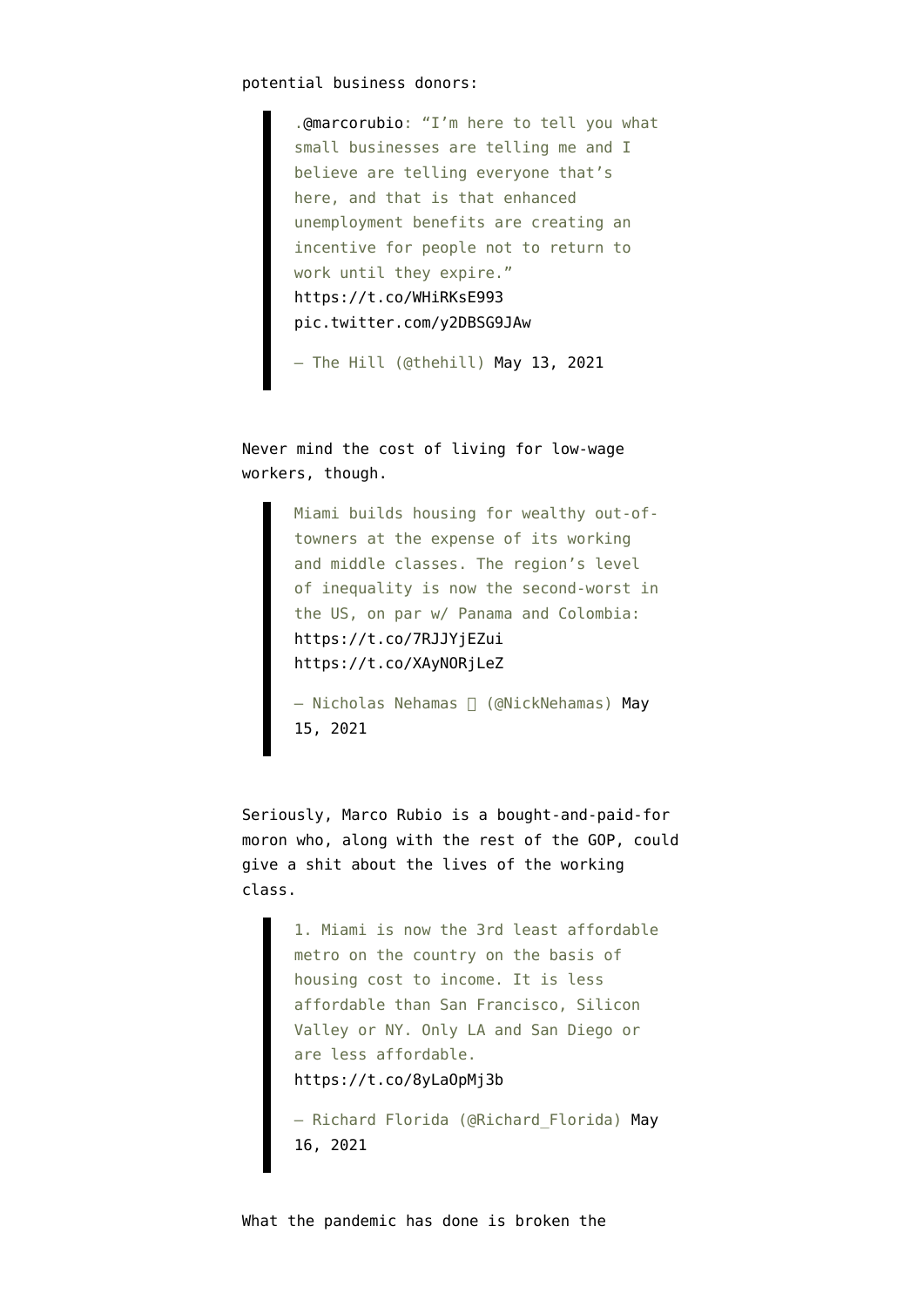potential business donors:

> .@marcorubio: "I'm here to tell you what small businesses are telling me and I believe are telling everyone that's here, and that is that enhanced unemployment benefits are creating an incentive for people not to return to work until they expire." https://t.co/WHiRKsE993 pic.twitter.com/y2DBSG9JAw
>
> — The Hill (@thehill) May 13, 2021

Never mind the cost of living for low-wage workers, though.

> Miami builds housing for wealthy out-of-towners at the expense of its working and middle classes. The region's level of inequality is now the second-worst in the US, on par w/ Panama and Colombia: https://t.co/7RJJYjEZui https://t.co/XAyNORjLeZ
>
> — Nicholas Nehamas  (@NickNehamas) May 15, 2021

Seriously, Marco Rubio is a bought-and-paid-for moron who, along with the rest of the GOP, could give a shit about the lives of the working class.

> 1. Miami is now the 3rd least affordable metro on the country on the basis of housing cost to income. It is less affordable than San Francisco, Silicon Valley or NY. Only LA and San Diego or are less affordable. https://t.co/8yLaOpMj3b
>
> — Richard Florida (@Richard_Florida) May 16, 2021

What the pandemic has done is broken the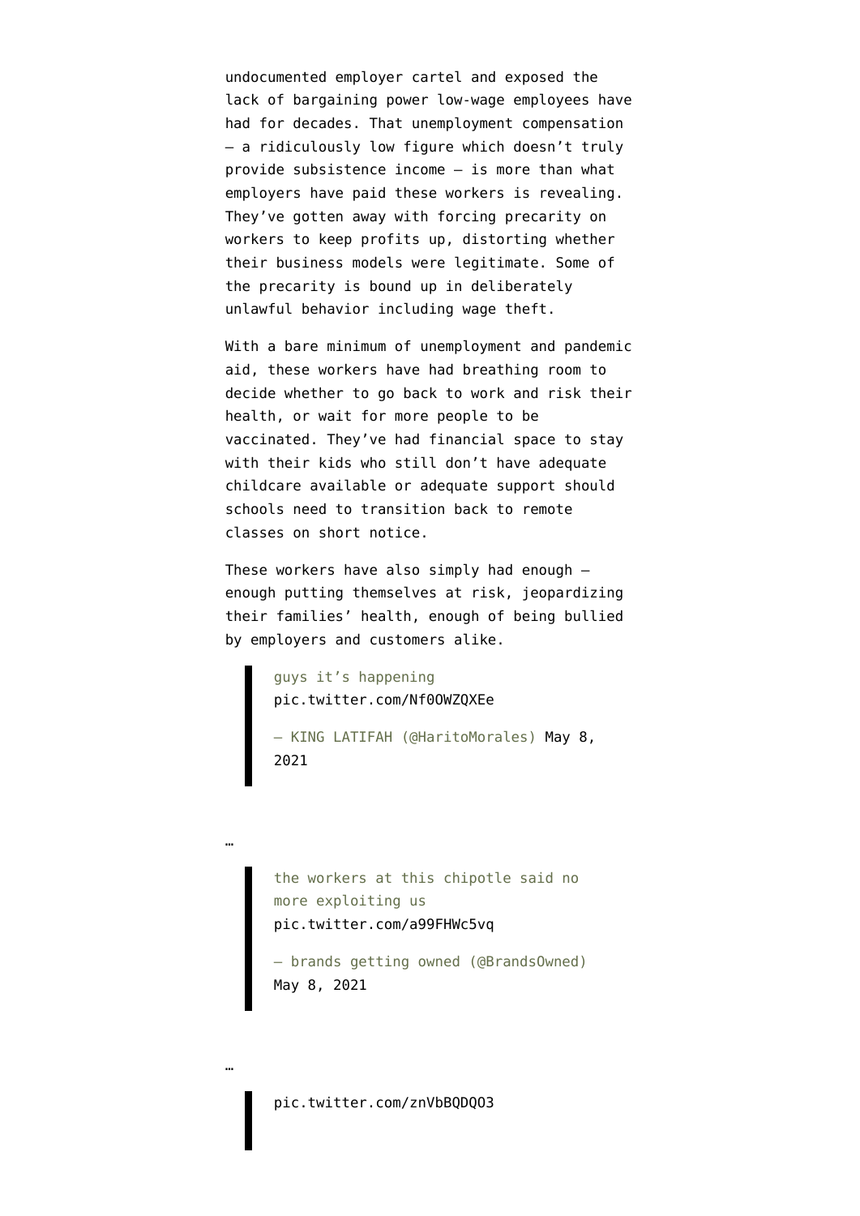undocumented employer cartel and exposed the lack of bargaining power low-wage employees have had for decades. That unemployment compensation — a ridiculously low figure which doesn't truly provide subsistence income — is more than what employers have paid these workers is revealing. They've gotten away with forcing precarity on workers to keep profits up, distorting whether their business models were legitimate. Some of the precarity is bound up in deliberately unlawful behavior including wage theft.

With a bare minimum of unemployment and pandemic aid, these workers have had breathing room to decide whether to go back to work and risk their health, or wait for more people to be vaccinated. They've had financial space to stay with their kids who still don't have adequate childcare available or adequate support should schools need to transition back to remote classes on short notice.

These workers have also simply had enough — enough putting themselves at risk, jeopardizing their families' health, enough of being bullied by employers and customers alike.

> guys it's happening pic.twitter.com/Nf0OWZQXEe
>
> — KING LATIFAH (@HaritoMorales) May 8, 2021

…

> the workers at this chipotle said no more exploiting us pic.twitter.com/a99FHWc5vq
>
> — brands getting owned (@BrandsOwned) May 8, 2021

…

> pic.twitter.com/znVbBQDQO3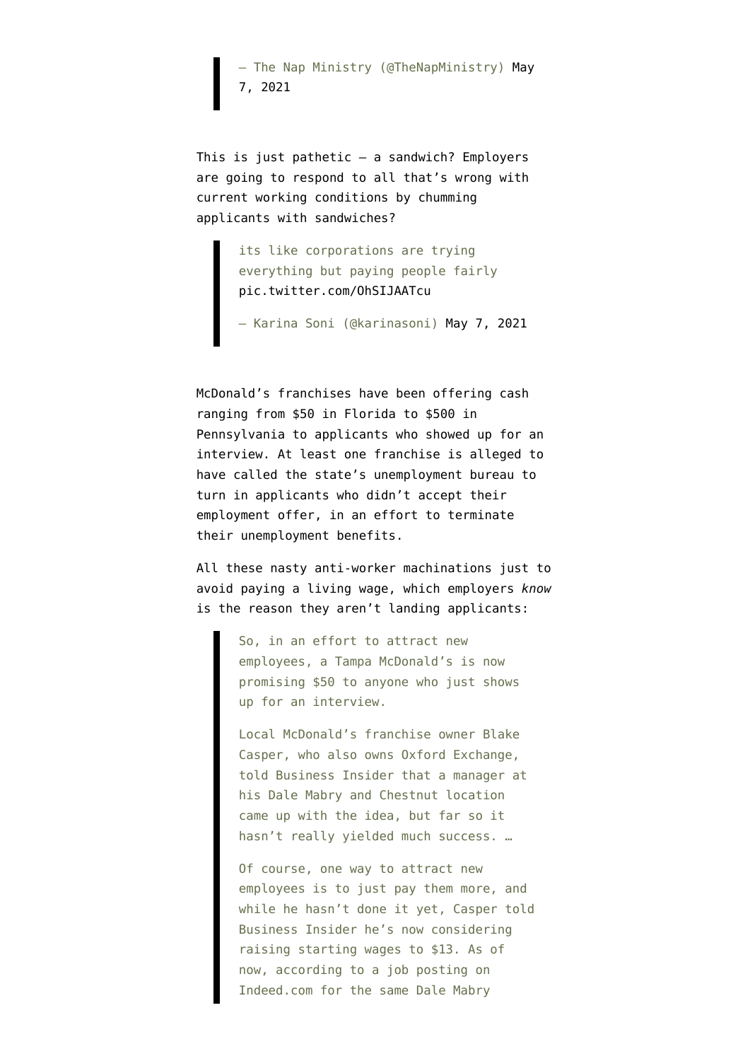> — The Nap Ministry (@TheNapMinistry) May 7, 2021

This is just pathetic — a sandwich? Employers are going to respond to all that's wrong with current working conditions by chumming applicants with sandwiches?

> its like corporations are trying everything but paying people fairly pic.twitter.com/OhSIJAATcu
>
> — Karina Soni (@karinasoni) May 7, 2021

McDonald's franchises have been offering cash ranging from $50 in Florida to $500 in Pennsylvania to applicants who showed up for an interview. At least one franchise is alleged to have called the state's unemployment bureau to turn in applicants who didn't accept their employment offer, in an effort to terminate their unemployment benefits.

All these nasty anti-worker machinations just to avoid paying a living wage, which employers *know* is the reason they aren't landing applicants:

> So, in an effort to attract new employees, a Tampa McDonald's is now promising $50 to anyone who just shows up for an interview.
>
> Local McDonald's franchise owner Blake Casper, who also owns Oxford Exchange, told Business Insider that a manager at his Dale Mabry and Chestnut location came up with the idea, but far so it hasn't really yielded much success. …
>
> Of course, one way to attract new employees is to just pay them more, and while he hasn't done it yet, Casper told Business Insider he's now considering raising starting wages to $13. As of now, according to a job posting on Indeed.com for the same Dale Mabry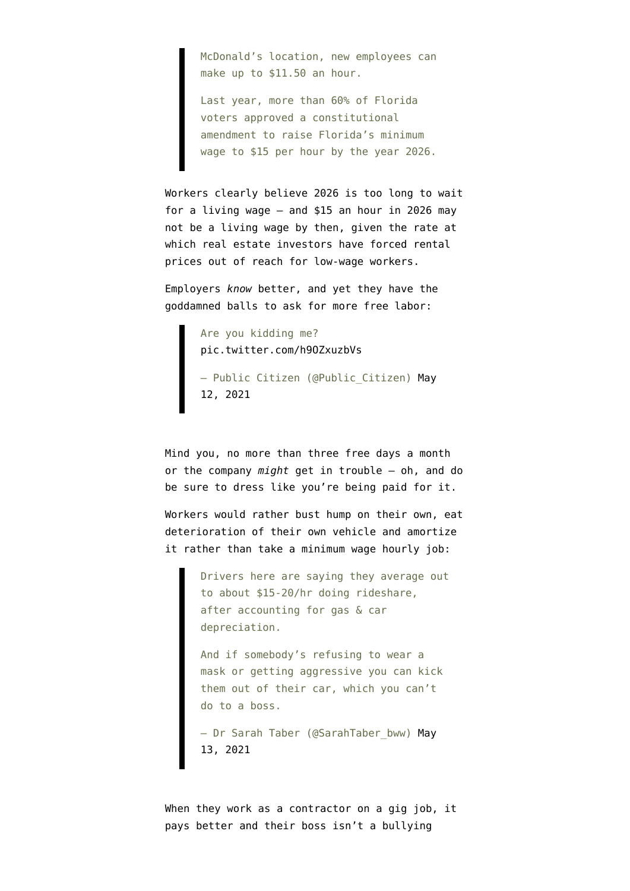> McDonald's location, new employees can make up to $11.50 an hour.
>
> Last year, more than 60% of Florida voters approved a constitutional amendment to raise Florida's minimum wage to $15 per hour by the year 2026.

Workers clearly believe 2026 is too long to wait for a living wage — and $15 an hour in 2026 may not be a living wage by then, given the rate at which real estate investors have forced rental prices out of reach for low-wage workers.

Employers *know* better, and yet they have the goddamned balls to ask for more free labor:

> Are you kidding me? pic.twitter.com/h9OZxuzbVs
>
> — Public Citizen (@Public_Citizen) May 12, 2021

Mind you, no more than three free days a month or the company *might* get in trouble — oh, and do be sure to dress like you're being paid for it.

Workers would rather bust hump on their own, eat deterioration of their own vehicle and amortize it rather than take a minimum wage hourly job:

> Drivers here are saying they average out to about $15-20/hr doing rideshare, after accounting for gas & car depreciation.
>
> And if somebody's refusing to wear a mask or getting aggressive you can kick them out of their car, which you can't do to a boss.
>
> — Dr Sarah Taber (@SarahTaber_bww) May 13, 2021

When they work as a contractor on a gig job, it pays better and their boss isn't a bullying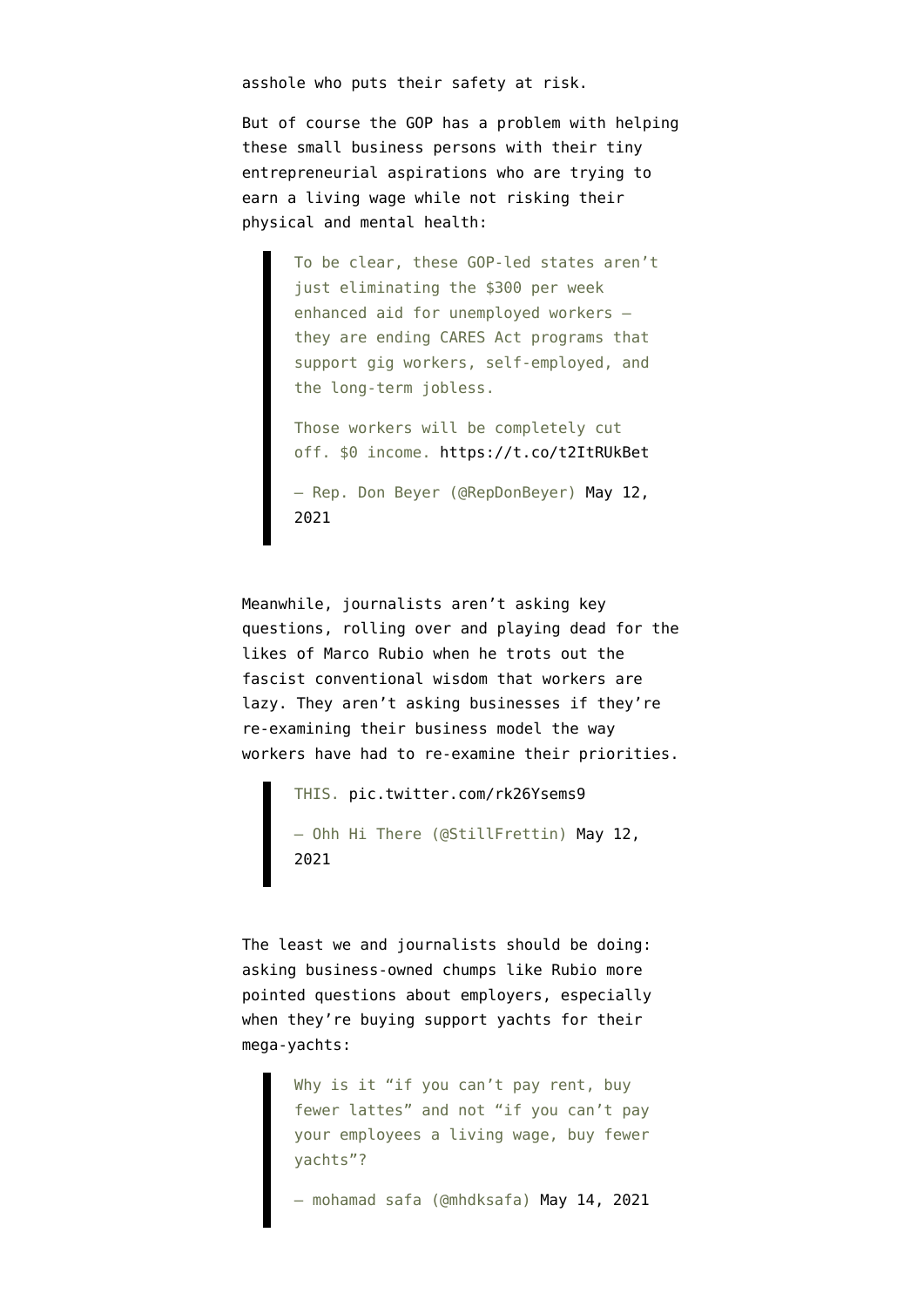asshole who puts their safety at risk.

But of course the GOP has a problem with helping these small business persons with their tiny entrepreneurial aspirations who are trying to earn a living wage while not risking their physical and mental health:

> To be clear, these GOP-led states aren't just eliminating the $300 per week enhanced aid for unemployed workers — they are ending CARES Act programs that support gig workers, self-employed, and the long-term jobless.
>
> Those workers will be completely cut off. $0 income. https://t.co/t2ItRUkBet
>
> — Rep. Don Beyer (@RepDonBeyer) May 12, 2021

Meanwhile, journalists aren't asking key questions, rolling over and playing dead for the likes of Marco Rubio when he trots out the fascist conventional wisdom that workers are lazy. They aren't asking businesses if they're re-examining their business model the way workers have had to re-examine their priorities.

> THIS. pic.twitter.com/rk26Ysems9
>
> — Ohh Hi There (@StillFrettin) May 12, 2021

The least we and journalists should be doing: asking business-owned chumps like Rubio more pointed questions about employers, especially when they're buying support yachts for their mega-yachts:

> Why is it "if you can't pay rent, buy fewer lattes" and not "if you can't pay your employees a living wage, buy fewer yachts"?
>
> — mohamad safa (@mhdksafa) May 14, 2021